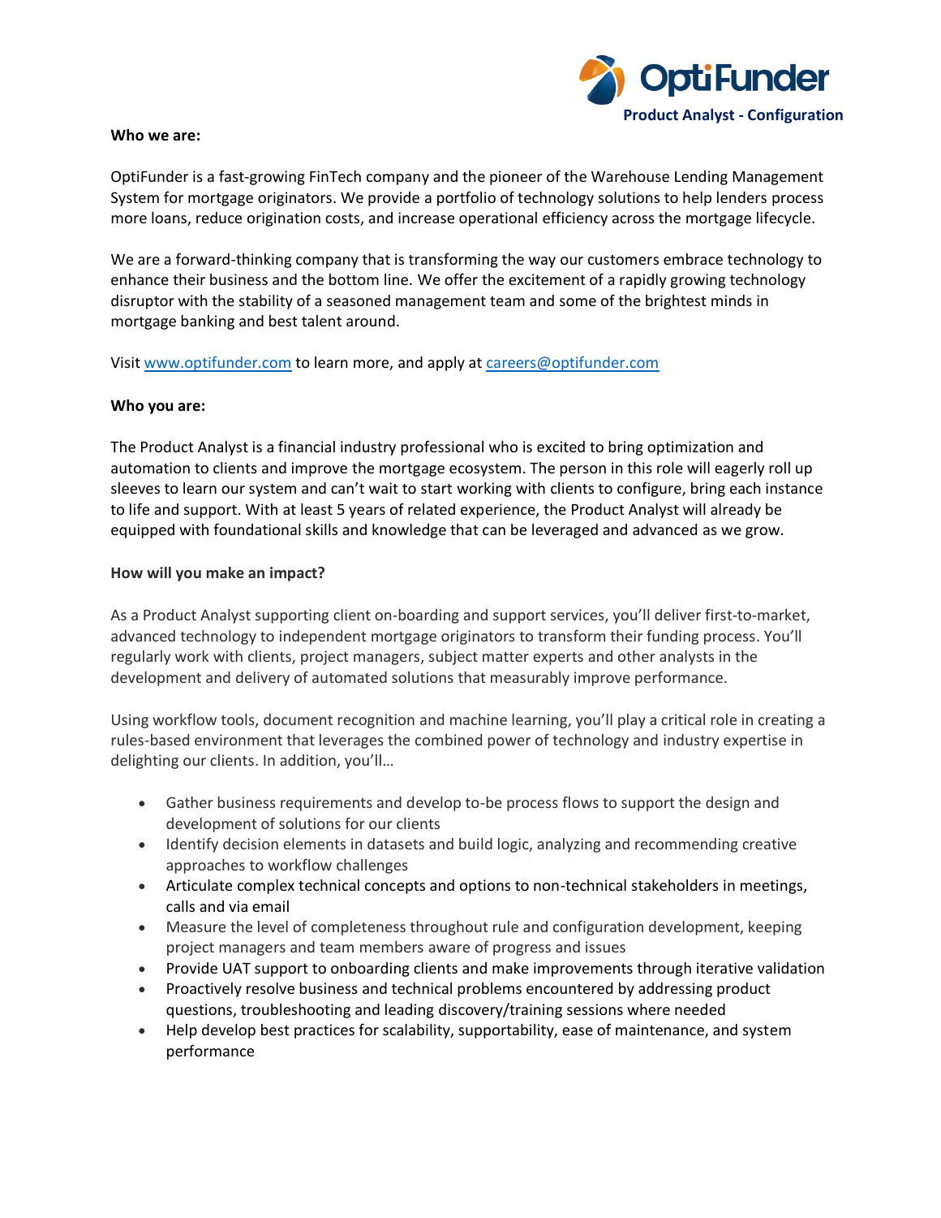**Product Analyst - Configuration**

**Who we are:**

OptiFunder is a fast-growing FinTech company and the pioneer of the Warehouse Lending Management System for mortgage originators. We provide a portfolio of technology solutions to help lenders process more loans, reduce origination costs, and increase operational efficiency across the mortgage lifecycle.

We are a forward-thinking company that is transforming the way our customers embrace technology to enhance their business and the bottom line. We offer the excitement of a rapidly growing technology disruptor with the stability of a seasoned management team and some of the brightest minds in mortgage banking and best talent around.

Visit [www.optifunder.com](http://www.optifunder.com) to learn more, and apply at [careers@optifunder.com](mailto:careers@optifunder.com)

**Who you are:**

The Product Analyst is a financial industry professional who is excited to bring optimization and automation to clients and improve the mortgage ecosystem. The person in this role will eagerly roll up sleeves to learn our system and can't wait to start working with clients to configure, bring each instance to life and support. With at least 5 years of related experience, the Product Analyst will already be equipped with foundational skills and knowledge that can be leveraged and advanced as we grow.

**How will you make an impact?**

As a Product Analyst supporting client on-boarding and support services, you'll deliver first-to-market, advanced technology to independent mortgage originators to transform their funding process. You'll regularly work with clients, project managers, subject matter experts and other analysts in the development and delivery of automated solutions that measurably improve performance.

Using workflow tools, document recognition and machine learning, you'll play a critical role in creating a rules-based environment that leverages the combined power of technology and industry expertise in delighting our clients. In addition, you'll…

- Gather business requirements and develop to-be process flows to support the design and development of solutions for our clients
- Identify decision elements in datasets and build logic, analyzing and recommending creative approaches to workflow challenges
- Articulate complex technical concepts and options to non-technical stakeholders in meetings, calls and via email
- Measure the level of completeness throughout rule and configuration development, keeping project managers and team members aware of progress and issues
- Provide UAT support to onboarding clients and make improvements through iterative validation
- Proactively resolve business and technical problems encountered by addressing product questions, troubleshooting and leading discovery/training sessions where needed
- Help develop best practices for scalability, supportability, ease of maintenance, and system performance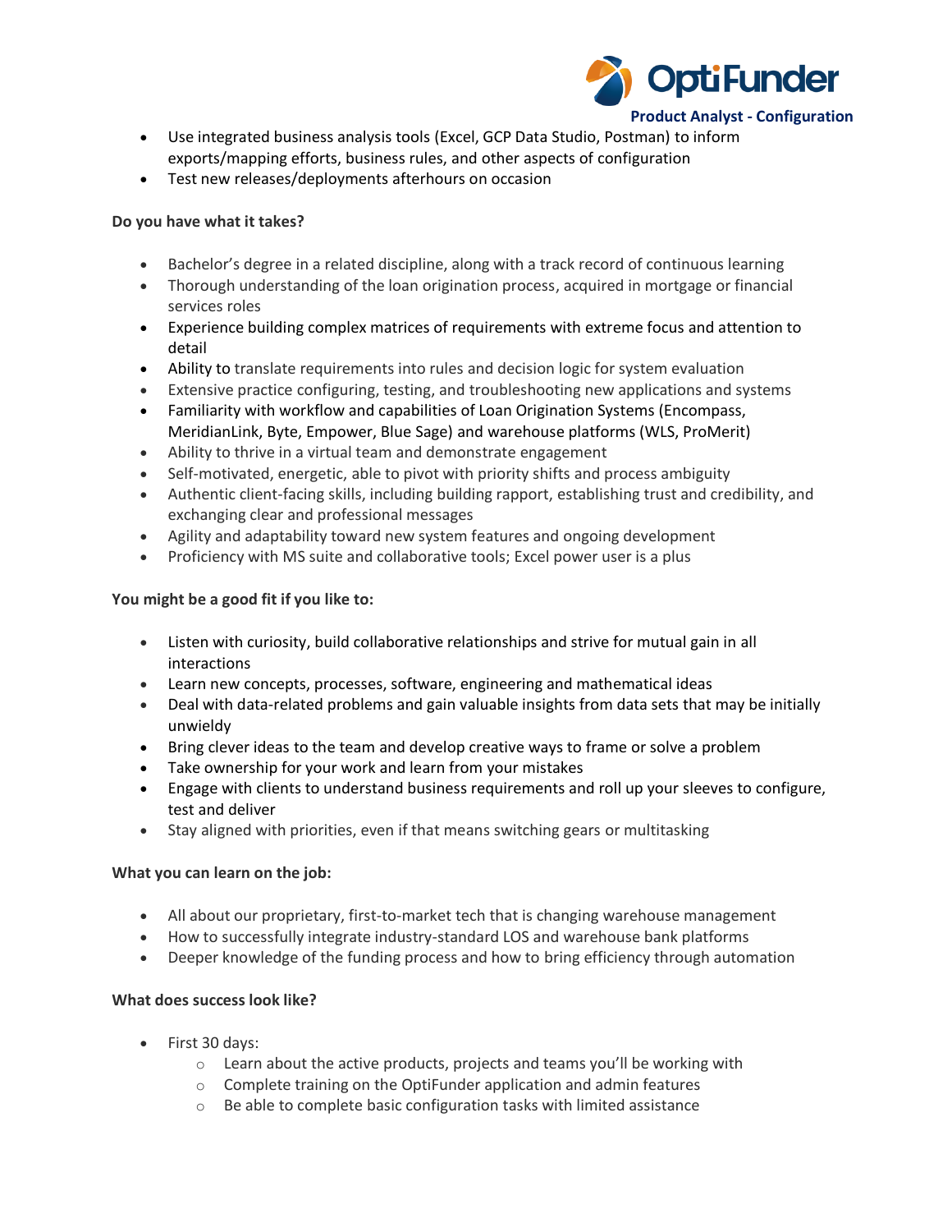- Use integrated business analysis tools (Excel, GCP Data Studio, Postman) to inform exports/mapping efforts, business rules, and other aspects of configuration
- Test new releases/deployments afterhours on occasion

**Do you have what it takes?**

- Bachelor's degree in a related discipline, along with a track record of continuous learning
- Thorough understanding of the loan origination process, acquired in mortgage or financial services roles
- Experience building complex matrices of requirements with extreme focus and attention to detail
- Ability to translate requirements into rules and decision logic for system evaluation
- Extensive practice configuring, testing, and troubleshooting new applications and systems
- Familiarity with workflow and capabilities of Loan Origination Systems (Encompass, MeridianLink, Byte, Empower, Blue Sage) and warehouse platforms (WLS, ProMerit)
- Ability to thrive in a virtual team and demonstrate engagement
- Self-motivated, energetic, able to pivot with priority shifts and process ambiguity
- Authentic client-facing skills, including building rapport, establishing trust and credibility, and exchanging clear and professional messages
- Agility and adaptability toward new system features and ongoing development
- Proficiency with MS suite and collaborative tools; Excel power user is a plus

**You might be a good fit if you like to:**

- Listen with curiosity, build collaborative relationships and strive for mutual gain in all interactions
- Learn new concepts, processes, software, engineering and mathematical ideas
- Deal with data-related problems and gain valuable insights from data sets that may be initially unwieldy
- Bring clever ideas to the team and develop creative ways to frame or solve a problem
- Take ownership for your work and learn from your mistakes
- Engage with clients to understand business requirements and roll up your sleeves to configure, test and deliver
- Stay aligned with priorities, even if that means switching gears or multitasking

**What you can learn on the job:**

- All about our proprietary, first-to-market tech that is changing warehouse management
- How to successfully integrate industry-standard LOS and warehouse bank platforms
- Deeper knowledge of the funding process and how to bring efficiency through automation

**What does success look like?**

- First 30 days:
    - Learn about the active products, projects and teams you'll be working with
    - Complete training on the OptiFunder application and admin features
    - Be able to complete basic configuration tasks with limited assistance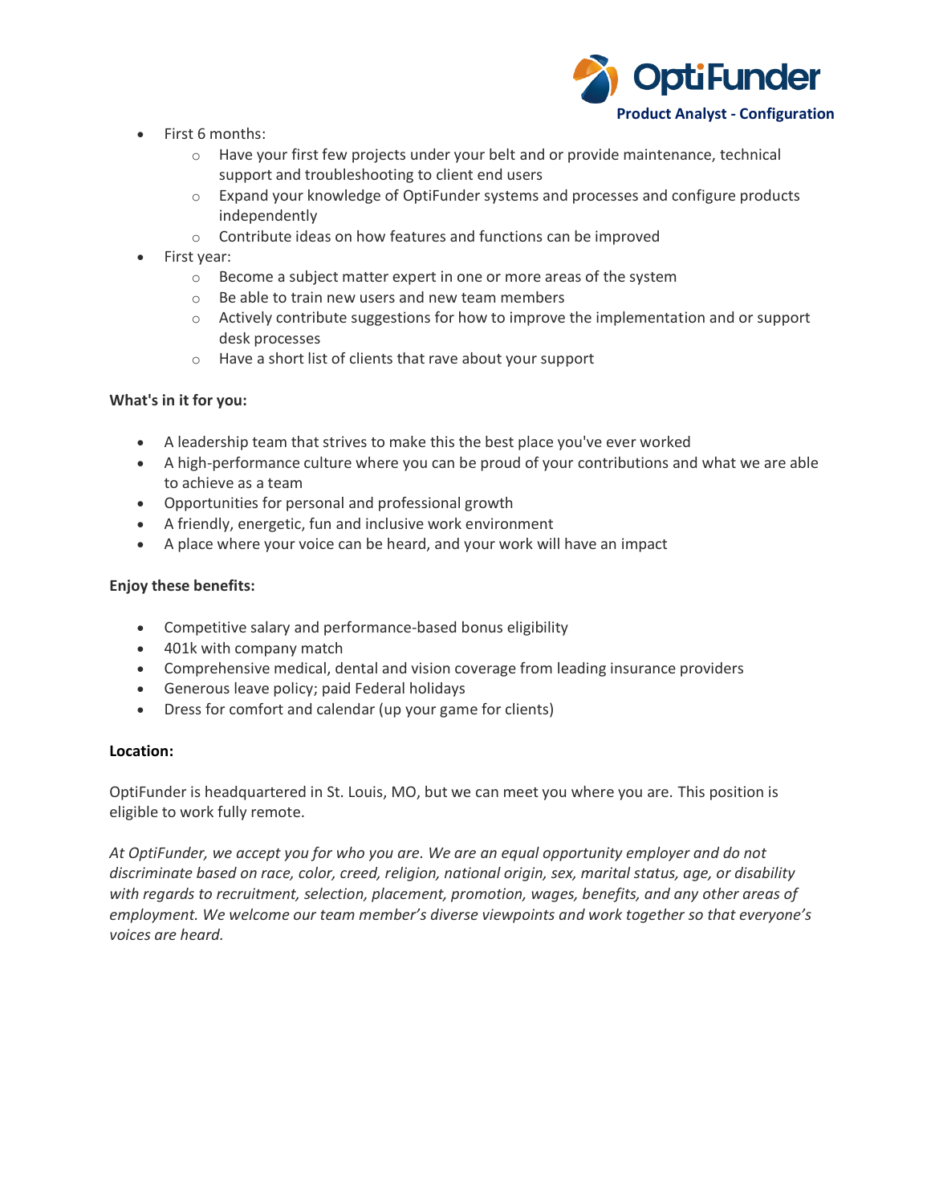- First 6 months:
  - Have your first few projects under your belt and or provide maintenance, technical support and troubleshooting to client end users
  - Expand your knowledge of OptiFunder systems and processes and configure products independently
  - Contribute ideas on how features and functions can be improved
- First year:
  - Become a subject matter expert in one or more areas of the system
  - Be able to train new users and new team members
  - Actively contribute suggestions for how to improve the implementation and or support desk processes
  - Have a short list of clients that rave about your support

**What's in it for you:**

- A leadership team that strives to make this the best place you've ever worked
- A high-performance culture where you can be proud of your contributions and what we are able to achieve as a team
- Opportunities for personal and professional growth
- A friendly, energetic, fun and inclusive work environment
- A place where your voice can be heard, and your work will have an impact

**Enjoy these benefits:**

- Competitive salary and performance-based bonus eligibility
- 401k with company match
- Comprehensive medical, dental and vision coverage from leading insurance providers
- Generous leave policy; paid Federal holidays
- Dress for comfort and calendar (up your game for clients)

**Location:**

OptiFunder is headquartered in St. Louis, MO, but we can meet you where you are. This position is eligible to work fully remote.

*At OptiFunder, we accept you for who you are. We are an equal opportunity employer and do not discriminate based on race, color, creed, religion, national origin, sex, marital status, age, or disability with regards to recruitment, selection, placement, promotion, wages, benefits, and any other areas of employment. We welcome our team member's diverse viewpoints and work together so that everyone's voices are heard.*